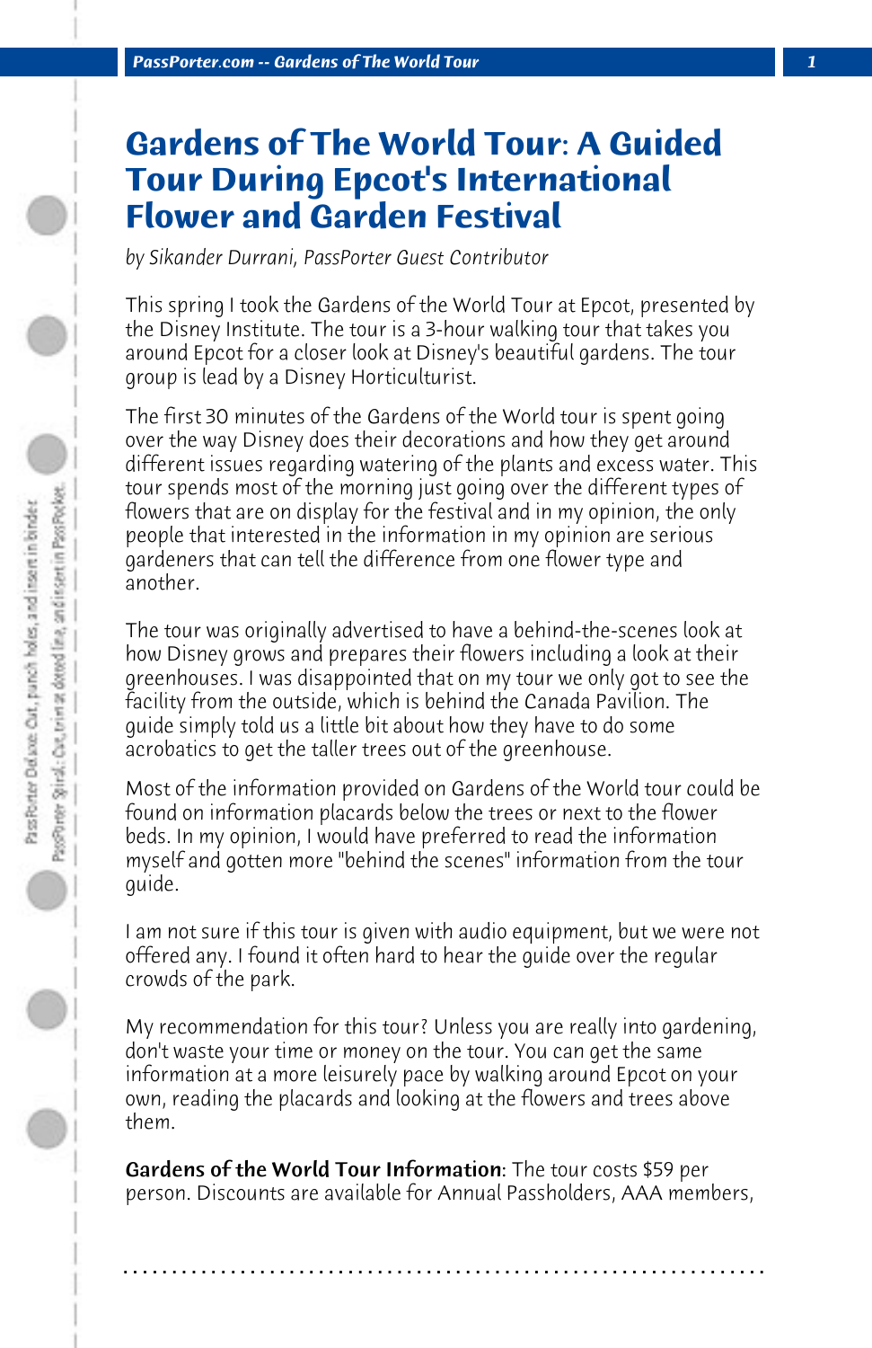# Gardens of The World Tour: A Guided Tour During Epcot's International Flower and Garden Festival

*by Sikander Durrani, PassPorter Guest Contributor*

This spring I took the Gardens of the World Tour at Epcot, presented by the Disney Institute. The tour is a 3-hour walking tour that takes you around Epcot for a closer look at Disney's beautiful gardens. The tour group is lead by a Disney Horticulturist.

The first 30 minutes of the Gardens of the World tour is spent going over the way Disney does their decorations and how they get around different issues regarding watering of the plants and excess water. This tour spends most of the morning just going over the different types of flowers that are on display for the festival and in my opinion, the only people that interested in the information in my opinion are serious gardeners that can tell the difference from one flower type and another.

The tour was originally advertised to have a behind-the-scenes look at how Disney grows and prepares their flowers including a look at their greenhouses. I was disappointed that on my tour we only got to see the facility from the outside, which is behind the Canada Pavilion. The guide simply told us a little bit about how they have to do some acrobatics to get the taller trees out of the greenhouse.

Most of the information provided on Gardens of the World tour could be found on information placards below the trees or next to the flower beds. In my opinion, I would have preferred to read the information myself and gotten more "behind the scenes" information from the tour guide.

I am not sure if this tour is given with audio equipment, but we were not offered any. I found it often hard to hear the guide over the regular crowds of the park.

My recommendation for this tour? Unless you are really into gardening, don't waste your time or money on the tour. You can get the same information at a more leisurely pace by walking around Epcot on your own, reading the placards and looking at the flowers and trees above them.

**Gardens of the World Tour Information**: The tour costs $59 per person. Discounts are available for Annual Passholders, AAA members,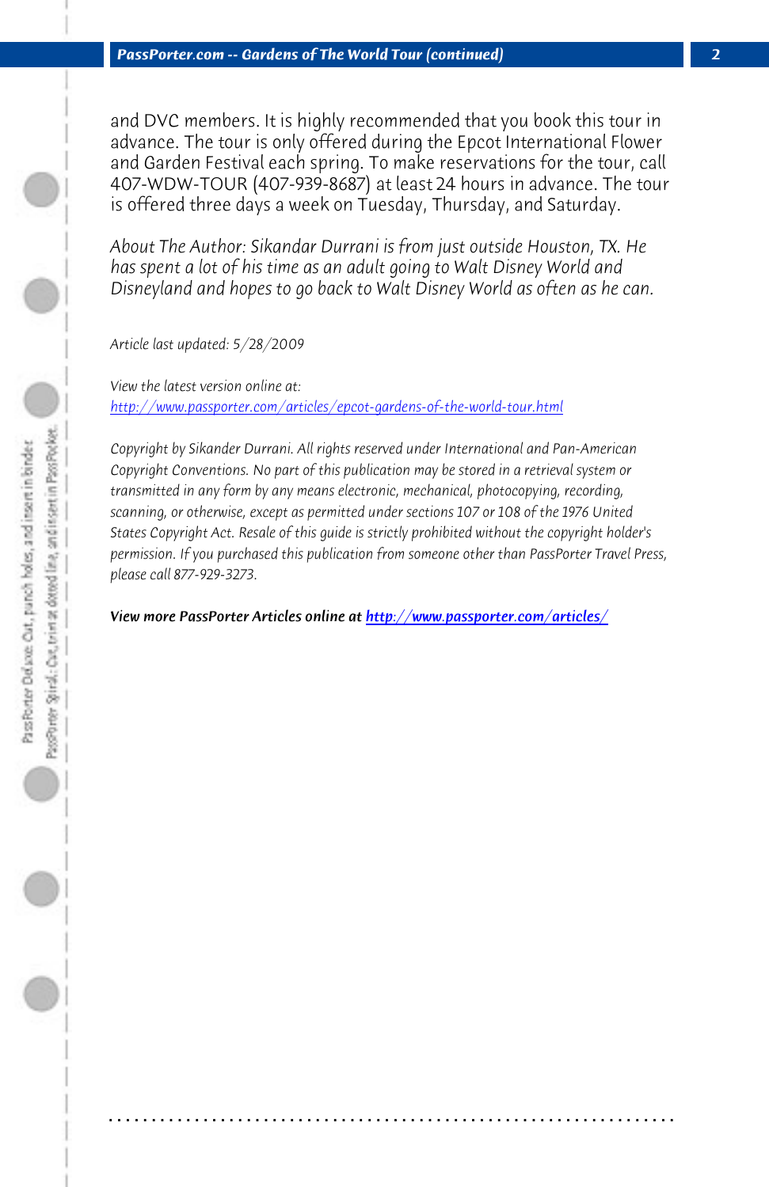and DVC members. It is highly recommended that you book this tour in advance. The tour is only offered during the Epcot International Flower and Garden Festival each spring. To make reservations for the tour, call 407-WDW-TOUR (407-939-8687) at least 24 hours in advance. The tour is offered three days a week on Tuesday, Thursday, and Saturday.

*About The Author: Sikandar Durrani is from just outside Houston, TX. He has spent a lot of his time as an adult going to Walt Disney World and Disneyland and hopes to go back to Walt Disney World as often as he can.*

*Article last updated: 5/28/2009*

*View the latest version online at:*
*http://www.passporter.com/articles/epcot-gardens-of-the-world-tour.html*

*Copyright by Sikander Durrani. All rights reserved under International and Pan-American Copyright Conventions. No part of this publication may be stored in a retrieval system or transmitted in any form by any means electronic, mechanical, photocopying, recording, scanning, or otherwise, except as permitted under sections 107 or 108 of the 1976 United States Copyright Act. Resale of this guide is strictly prohibited without the copyright holder's permission. If you purchased this publication from someone other than PassPorter Travel Press, please call 877-929-3273.*

***View more PassPorter Articles online at http://www.passporter.com/articles/***